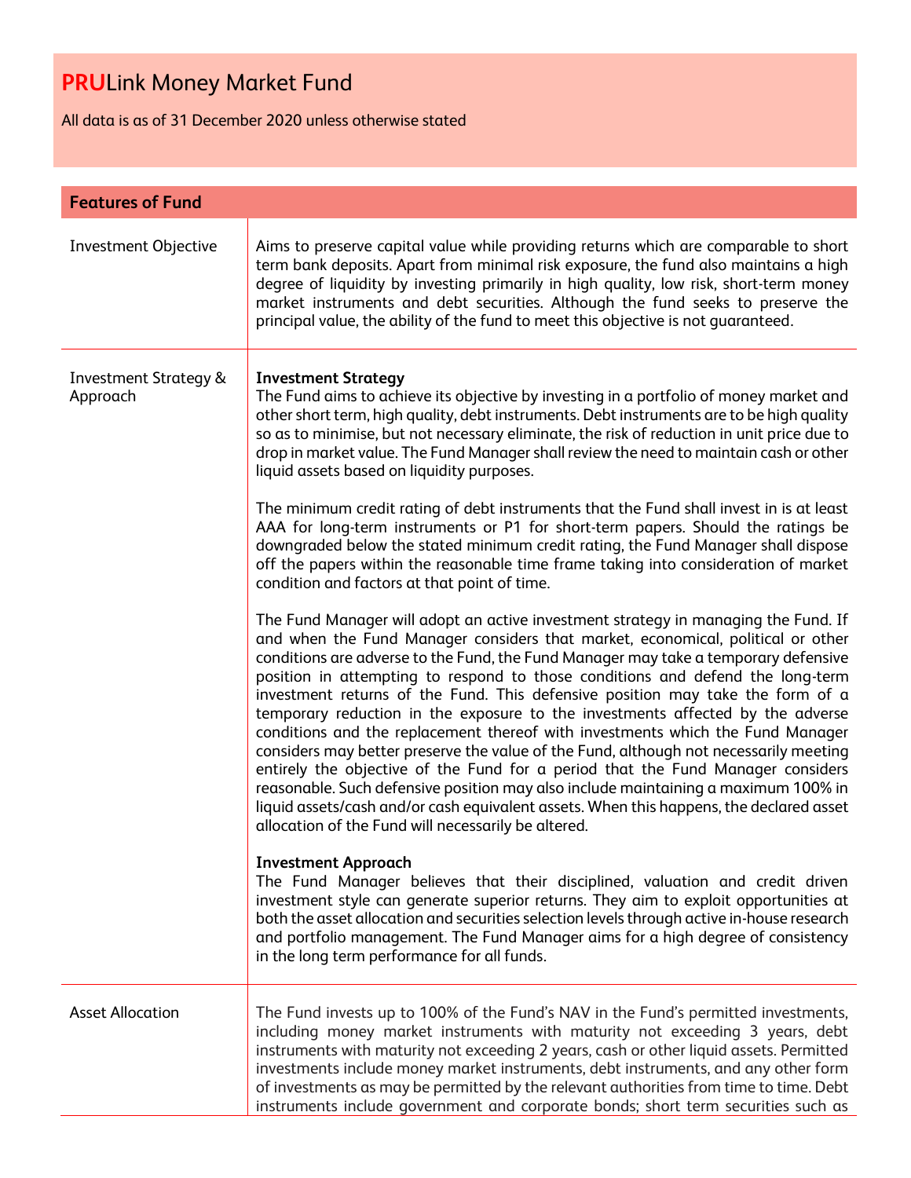# PRULink Money Market Fund

All data is as of 31 December 2020 unless otherwise stated

| Features of Fund | |
|---|---|
| Investment Objective | Aims to preserve capital value while providing returns which are comparable to short term bank deposits. Apart from minimal risk exposure, the fund also maintains a high degree of liquidity by investing primarily in high quality, low risk, short-term money market instruments and debt securities. Although the fund seeks to preserve the principal value, the ability of the fund to meet this objective is not guaranteed. |
| Investment Strategy & Approach | **Investment Strategy**<br>The Fund aims to achieve its objective by investing in a portfolio of money market and other short term, high quality, debt instruments. Debt instruments are to be high quality so as to minimise, but not necessary eliminate, the risk of reduction in unit price due to drop in market value. The Fund Manager shall review the need to maintain cash or other liquid assets based on liquidity purposes.<br><br>The minimum credit rating of debt instruments that the Fund shall invest in is at least AAA for long-term instruments or P1 for short-term papers. Should the ratings be downgraded below the stated minimum credit rating, the Fund Manager shall dispose off the papers within the reasonable time frame taking into consideration of market condition and factors at that point of time.<br><br>The Fund Manager will adopt an active investment strategy in managing the Fund. If and when the Fund Manager considers that market, economical, political or other conditions are adverse to the Fund, the Fund Manager may take a temporary defensive position in attempting to respond to those conditions and defend the long-term investment returns of the Fund. This defensive position may take the form of a temporary reduction in the exposure to the investments affected by the adverse conditions and the replacement thereof with investments which the Fund Manager considers may better preserve the value of the Fund, although not necessarily meeting entirely the objective of the Fund for a period that the Fund Manager considers reasonable. Such defensive position may also include maintaining a maximum 100% in liquid assets/cash and/or cash equivalent assets. When this happens, the declared asset allocation of the Fund will necessarily be altered.<br><br>**Investment Approach**<br>The Fund Manager believes that their disciplined, valuation and credit driven investment style can generate superior returns. They aim to exploit opportunities at both the asset allocation and securities selection levels through active in-house research and portfolio management. The Fund Manager aims for a high degree of consistency in the long term performance for all funds. |
| Asset Allocation | The Fund invests up to 100% of the Fund's NAV in the Fund's permitted investments, including money market instruments with maturity not exceeding 3 years, debt instruments with maturity not exceeding 2 years, cash or other liquid assets. Permitted investments include money market instruments, debt instruments, and any other form of investments as may be permitted by the relevant authorities from time to time. Debt instruments include government and corporate bonds; short term securities such as |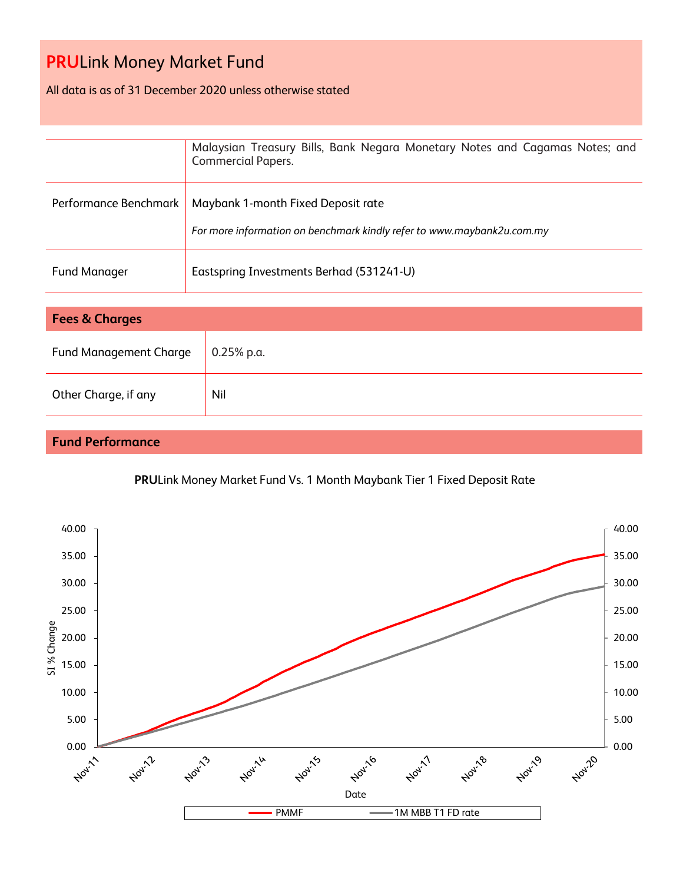# **PRU**Link Money Market Fund

All data is as of 31 December 2020 unless otherwise stated

| | |
|---|---|
| | Malaysian Treasury Bills, Bank Negara Monetary Notes and Cagamas Notes; and Commercial Papers. |
| Performance Benchmark | Maybank 1-month Fixed Deposit rate<br><br>*For more information on benchmark kindly refer to www.maybank2u.com.my* |
| Fund Manager | Eastspring Investments Berhad (531241-U) |

## Fees & Charges

| | |
|---|---|
| Fund Management Charge | 0.25% p.a. |
| Other Charge, if any | Nil |

## Fund Performance

**PRU**Link Money Market Fund Vs. 1 Month Maybank Tier 1 Fixed Deposit Rate

SI % Change (0.00 – 40.00) by Date (Nov-11 to Nov-20)

Legend: PMMF; 1M MBB T1 FD rate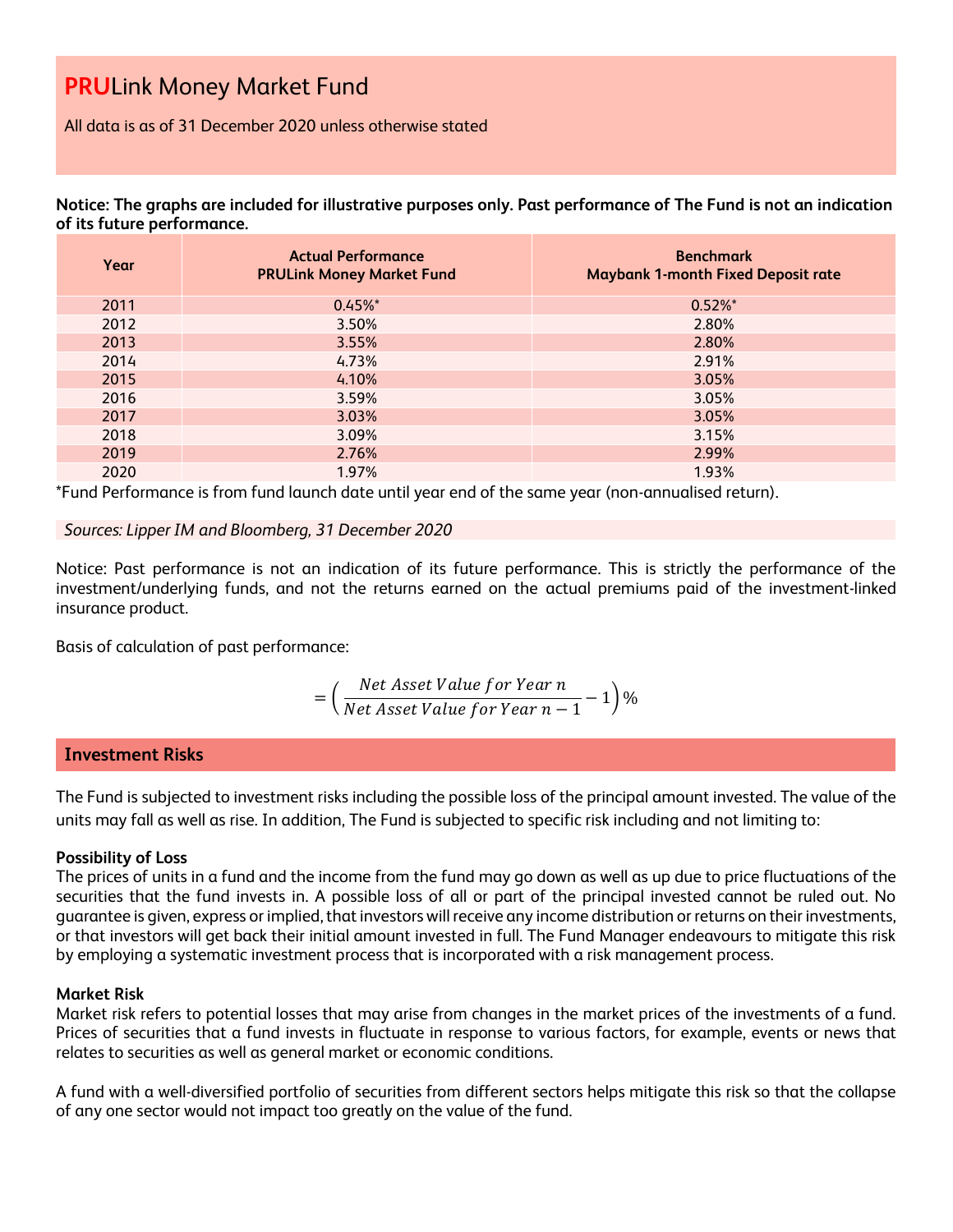# **PRU**Link Money Market Fund

All data is as of 31 December 2020 unless otherwise stated

**Notice: The graphs are included for illustrative purposes only. Past performance of The Fund is not an indication of its future performance.**

| Year | Actual Performance PRULink Money Market Fund | Benchmark Maybank 1-month Fixed Deposit rate |
|---|---|---|
| 2011 | 0.45%* | 0.52%* |
| 2012 | 3.50% | 2.80% |
| 2013 | 3.55% | 2.80% |
| 2014 | 4.73% | 2.91% |
| 2015 | 4.10% | 3.05% |
| 2016 | 3.59% | 3.05% |
| 2017 | 3.03% | 3.05% |
| 2018 | 3.09% | 3.15% |
| 2019 | 2.76% | 2.99% |
| 2020 | 1.97% | 1.93% |

*Fund Performance is from fund launch date until year end of the same year (non-annualised return).

*Sources: Lipper IM and Bloomberg, 31 December 2020*

Notice: Past performance is not an indication of its future performance. This is strictly the performance of the investment/underlying funds, and not the returns earned on the actual premiums paid of the investment-linked insurance product.

Basis of calculation of past performance:

$$= \left( \frac{Net\ Asset\ Value\ for\ Year\ n}{Net\ Asset\ Value\ for\ Year\ n-1} - 1 \right) \%$$

## Investment Risks

The Fund is subjected to investment risks including the possible loss of the principal amount invested. The value of the units may fall as well as rise. In addition, The Fund is subjected to specific risk including and not limiting to:

**Possibility of Loss**

The prices of units in a fund and the income from the fund may go down as well as up due to price fluctuations of the securities that the fund invests in. A possible loss of all or part of the principal invested cannot be ruled out. No guarantee is given, express or implied, that investors will receive any income distribution or returns on their investments, or that investors will get back their initial amount invested in full. The Fund Manager endeavours to mitigate this risk by employing a systematic investment process that is incorporated with a risk management process.

**Market Risk**

Market risk refers to potential losses that may arise from changes in the market prices of the investments of a fund. Prices of securities that a fund invests in fluctuate in response to various factors, for example, events or news that relates to securities as well as general market or economic conditions.

A fund with a well-diversified portfolio of securities from different sectors helps mitigate this risk so that the collapse of any one sector would not impact too greatly on the value of the fund.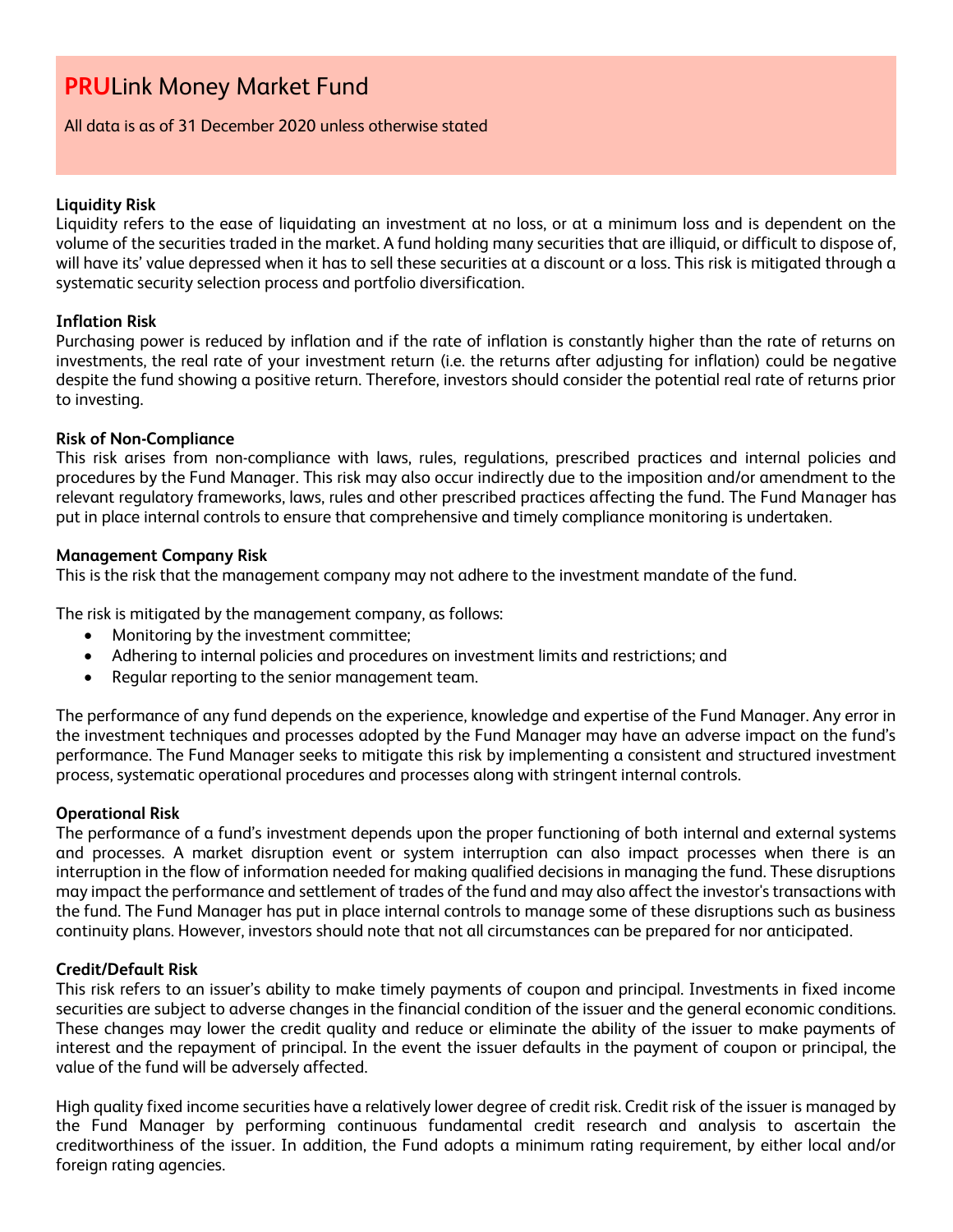# **PRU**Link Money Market Fund

All data is as of 31 December 2020 unless otherwise stated

**Liquidity Risk**
Liquidity refers to the ease of liquidating an investment at no loss, or at a minimum loss and is dependent on the volume of the securities traded in the market. A fund holding many securities that are illiquid, or difficult to dispose of, will have its' value depressed when it has to sell these securities at a discount or a loss. This risk is mitigated through a systematic security selection process and portfolio diversification.

**Inflation Risk**
Purchasing power is reduced by inflation and if the rate of inflation is constantly higher than the rate of returns on investments, the real rate of your investment return (i.e. the returns after adjusting for inflation) could be negative despite the fund showing a positive return. Therefore, investors should consider the potential real rate of returns prior to investing.

**Risk of Non-Compliance**
This risk arises from non-compliance with laws, rules, regulations, prescribed practices and internal policies and procedures by the Fund Manager. This risk may also occur indirectly due to the imposition and/or amendment to the relevant regulatory frameworks, laws, rules and other prescribed practices affecting the fund. The Fund Manager has put in place internal controls to ensure that comprehensive and timely compliance monitoring is undertaken.

**Management Company Risk**
This is the risk that the management company may not adhere to the investment mandate of the fund.

The risk is mitigated by the management company, as follows:

- Monitoring by the investment committee;
- Adhering to internal policies and procedures on investment limits and restrictions; and
- Regular reporting to the senior management team.

The performance of any fund depends on the experience, knowledge and expertise of the Fund Manager. Any error in the investment techniques and processes adopted by the Fund Manager may have an adverse impact on the fund's performance. The Fund Manager seeks to mitigate this risk by implementing a consistent and structured investment process, systematic operational procedures and processes along with stringent internal controls.

**Operational Risk**
The performance of a fund's investment depends upon the proper functioning of both internal and external systems and processes. A market disruption event or system interruption can also impact processes when there is an interruption in the flow of information needed for making qualified decisions in managing the fund. These disruptions may impact the performance and settlement of trades of the fund and may also affect the investor's transactions with the fund. The Fund Manager has put in place internal controls to manage some of these disruptions such as business continuity plans. However, investors should note that not all circumstances can be prepared for nor anticipated.

**Credit/Default Risk**
This risk refers to an issuer's ability to make timely payments of coupon and principal. Investments in fixed income securities are subject to adverse changes in the financial condition of the issuer and the general economic conditions. These changes may lower the credit quality and reduce or eliminate the ability of the issuer to make payments of interest and the repayment of principal. In the event the issuer defaults in the payment of coupon or principal, the value of the fund will be adversely affected.

High quality fixed income securities have a relatively lower degree of credit risk. Credit risk of the issuer is managed by the Fund Manager by performing continuous fundamental credit research and analysis to ascertain the creditworthiness of the issuer. In addition, the Fund adopts a minimum rating requirement, by either local and/or foreign rating agencies.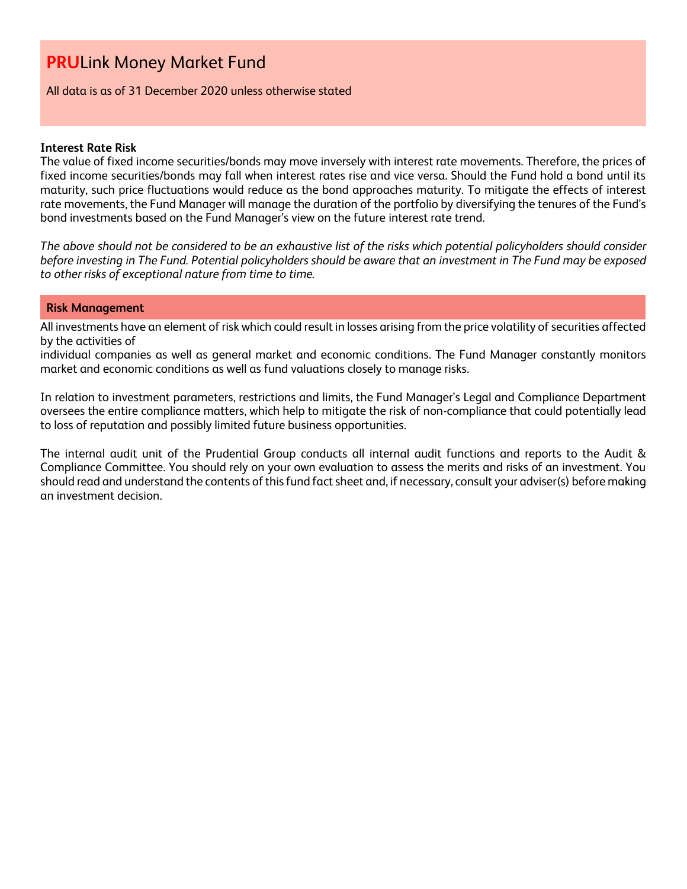# **PRU**Link Money Market Fund

All data is as of 31 December 2020 unless otherwise stated

**Interest Rate Risk**

The value of fixed income securities/bonds may move inversely with interest rate movements. Therefore, the prices of fixed income securities/bonds may fall when interest rates rise and vice versa. Should the Fund hold a bond until its maturity, such price fluctuations would reduce as the bond approaches maturity. To mitigate the effects of interest rate movements, the Fund Manager will manage the duration of the portfolio by diversifying the tenures of the Fund's bond investments based on the Fund Manager's view on the future interest rate trend.

*The above should not be considered to be an exhaustive list of the risks which potential policyholders should consider before investing in The Fund. Potential policyholders should be aware that an investment in The Fund may be exposed to other risks of exceptional nature from time to time.*

## Risk Management

All investments have an element of risk which could result in losses arising from the price volatility of securities affected by the activities of

individual companies as well as general market and economic conditions. The Fund Manager constantly monitors market and economic conditions as well as fund valuations closely to manage risks.

In relation to investment parameters, restrictions and limits, the Fund Manager's Legal and Compliance Department oversees the entire compliance matters, which help to mitigate the risk of non-compliance that could potentially lead to loss of reputation and possibly limited future business opportunities.

The internal audit unit of the Prudential Group conducts all internal audit functions and reports to the Audit & Compliance Committee. You should rely on your own evaluation to assess the merits and risks of an investment. You should read and understand the contents of this fund fact sheet and, if necessary, consult your adviser(s) before making an investment decision.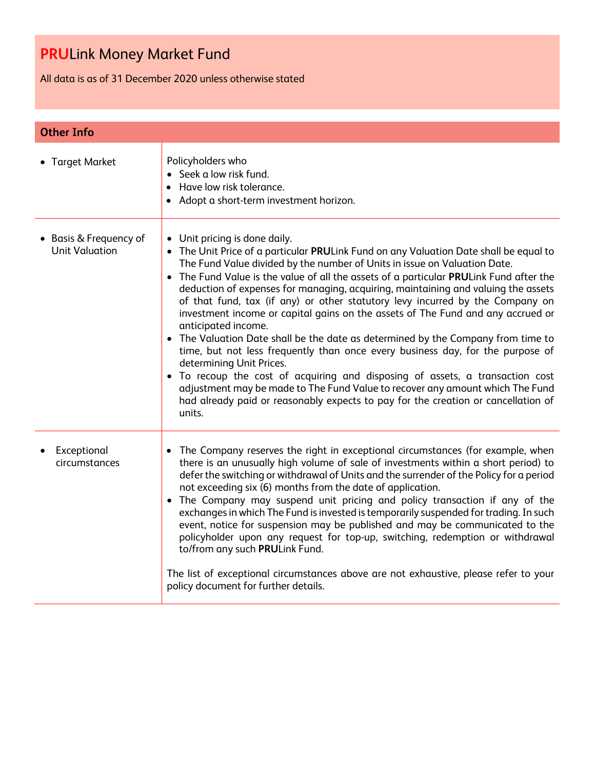# **PRU**Link Money Market Fund

All data is as of 31 December 2020 unless otherwise stated

## Other Info

| | |
|---|---|
| • Target Market | Policyholders who<br>• Seek a low risk fund.<br>• Have low risk tolerance.<br>• Adopt a short-term investment horizon. |
| • Basis & Frequency of Unit Valuation | • Unit pricing is done daily.<br>• The Unit Price of a particular **PRU**Link Fund on any Valuation Date shall be equal to The Fund Value divided by the number of Units in issue on Valuation Date.<br>• The Fund Value is the value of all the assets of a particular **PRU**Link Fund after the deduction of expenses for managing, acquiring, maintaining and valuing the assets of that fund, tax (if any) or other statutory levy incurred by the Company on investment income or capital gains on the assets of The Fund and any accrued or anticipated income.<br>• The Valuation Date shall be the date as determined by the Company from time to time, but not less frequently than once every business day, for the purpose of determining Unit Prices.<br>• To recoup the cost of acquiring and disposing of assets, a transaction cost adjustment may be made to The Fund Value to recover any amount which The Fund had already paid or reasonably expects to pay for the creation or cancellation of units. |
| • Exceptional circumstances | • The Company reserves the right in exceptional circumstances (for example, when there is an unusually high volume of sale of investments within a short period) to defer the switching or withdrawal of Units and the surrender of the Policy for a period not exceeding six (6) months from the date of application.<br>• The Company may suspend unit pricing and policy transaction if any of the exchanges in which The Fund is invested is temporarily suspended for trading. In such event, notice for suspension may be published and may be communicated to the policyholder upon any request for top-up, switching, redemption or withdrawal to/from any such **PRU**Link Fund.<br><br>The list of exceptional circumstances above are not exhaustive, please refer to your policy document for further details. |